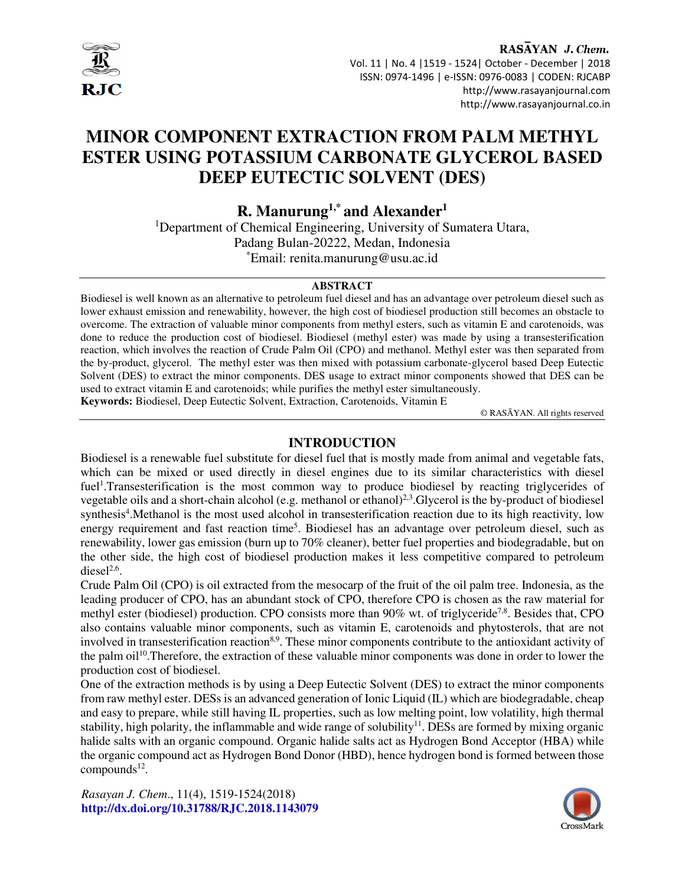# MINOR COMPONENT EXTRACTION FROM PALM METHYL ESTER USING POTASSIUM CARBONATE GLYCEROL BASED DEEP EUTECTIC SOLVENT (DES)

**R. Manurung[1,*] and Alexander[1]**

[1]Department of Chemical Engineering, University of Sumatera Utara, Padang Bulan-20222, Medan, Indonesia

[*]Email: renita.manurung@usu.ac.id

## ABSTRACT

Biodiesel is well known as an alternative to petroleum fuel diesel and has an advantage over petroleum diesel such as lower exhaust emission and renewability, however, the high cost of biodiesel production still becomes an obstacle to overcome. The extraction of valuable minor components from methyl esters, such as vitamin E and carotenoids, was done to reduce the production cost of biodiesel. Biodiesel (methyl ester) was made by using a transesterification reaction, which involves the reaction of Crude Palm Oil (CPO) and methanol. Methyl ester was then separated from the by-product, glycerol. The methyl ester was then mixed with potassium carbonate-glycerol based Deep Eutectic Solvent (DES) to extract the minor components. DES usage to extract minor components showed that DES can be used to extract vitamin E and carotenoids; while purifies the methyl ester simultaneously.

**Keywords:** Biodiesel, Deep Eutectic Solvent, Extraction, Carotenoids, Vitamin E

© RASĀYAN. All rights reserved

## INTRODUCTION

Biodiesel is a renewable fuel substitute for diesel fuel that is mostly made from animal and vegetable fats, which can be mixed or used directly in diesel engines due to its similar characteristics with diesel fuel[1].Transesterification is the most common way to produce biodiesel by reacting triglycerides of vegetable oils and a short-chain alcohol (e.g. methanol or ethanol)[2,3].Glycerol is the by-product of biodiesel synthesis[4].Methanol is the most used alcohol in transesterification reaction due to its high reactivity, low energy requirement and fast reaction time[5]. Biodiesel has an advantage over petroleum diesel, such as renewability, lower gas emission (burn up to 70% cleaner), better fuel properties and biodegradable, but on the other side, the high cost of biodiesel production makes it less competitive compared to petroleum diesel[2,6].

Crude Palm Oil (CPO) is oil extracted from the mesocarp of the fruit of the oil palm tree. Indonesia, as the leading producer of CPO, has an abundant stock of CPO, therefore CPO is chosen as the raw material for methyl ester (biodiesel) production. CPO consists more than 90% wt. of triglyceride[7,8]. Besides that, CPO also contains valuable minor components, such as vitamin E, carotenoids and phytosterols, that are not involved in transesterification reaction[8,9]. These minor components contribute to the antioxidant activity of the palm oil[10].Therefore, the extraction of these valuable minor components was done in order to lower the production cost of biodiesel.

One of the extraction methods is by using a Deep Eutectic Solvent (DES) to extract the minor components from raw methyl ester. DESs is an advanced generation of Ionic Liquid (IL) which are biodegradable, cheap and easy to prepare, while still having IL properties, such as low melting point, low volatility, high thermal stability, high polarity, the inflammable and wide range of solubility[11]. DESs are formed by mixing organic halide salts with an organic compound. Organic halide salts act as Hydrogen Bond Acceptor (HBA) while the organic compound act as Hydrogen Bond Donor (HBD), hence hydrogen bond is formed between those compounds[12].

*Rasayan J. Chem.*, 11(4), 1519-1524(2018)
**http://dx.doi.org/10.31788/RJC.2018.1143079**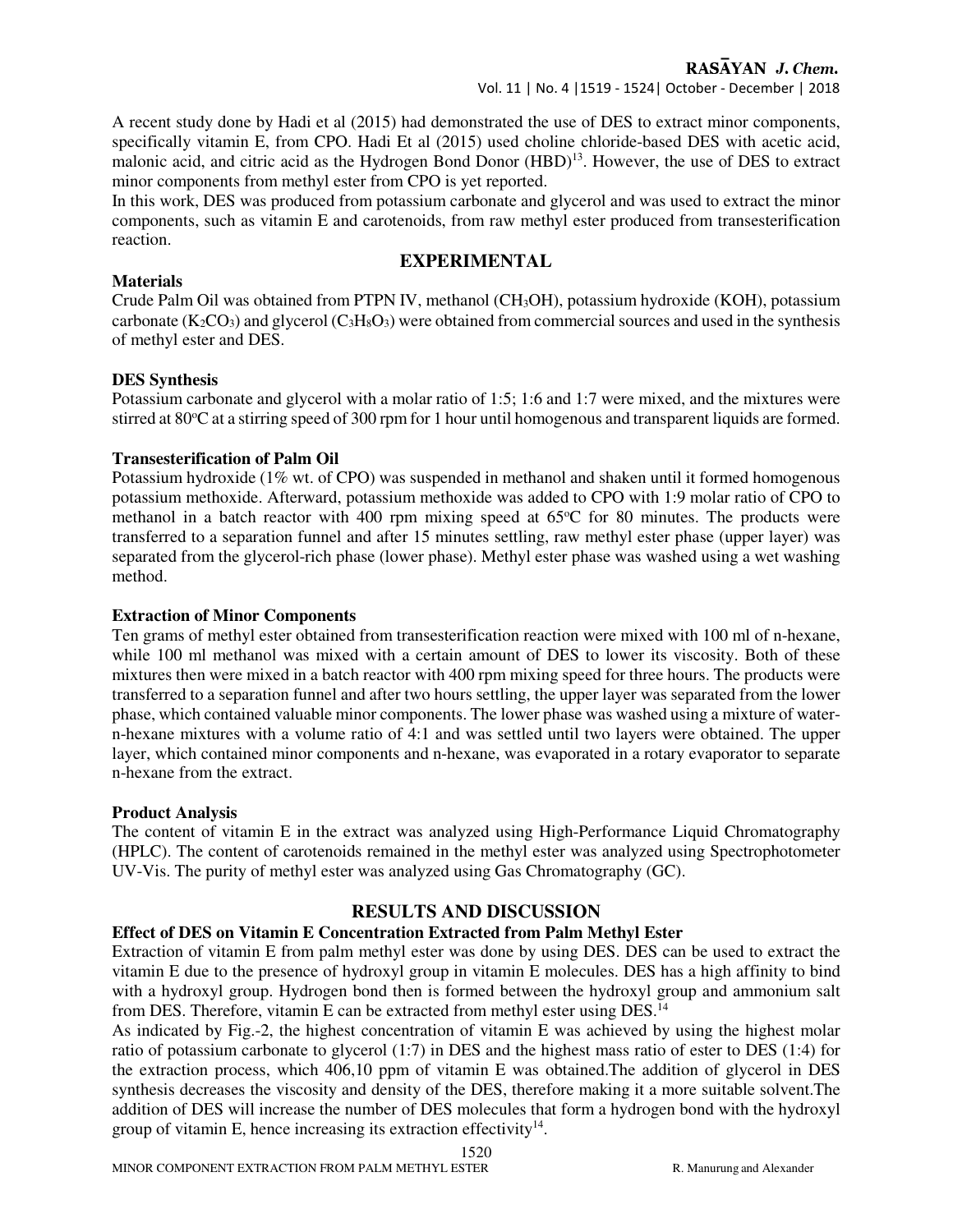A recent study done by Hadi et al (2015) had demonstrated the use of DES to extract minor components, specifically vitamin E, from CPO. Hadi Et al (2015) used choline chloride-based DES with acetic acid, malonic acid, and citric acid as the Hydrogen Bond Donor (HBD)[13]. However, the use of DES to extract minor components from methyl ester from CPO is yet reported.

In this work, DES was produced from potassium carbonate and glycerol and was used to extract the minor components, such as vitamin E and carotenoids, from raw methyl ester produced from transesterification reaction.

## EXPERIMENTAL

### Materials

Crude Palm Oil was obtained from PTPN IV, methanol ($CH_3OH$), potassium hydroxide (KOH), potassium carbonate ($K_2CO_3$) and glycerol ($C_3H_8O_3$) were obtained from commercial sources and used in the synthesis of methyl ester and DES.

### DES Synthesis

Potassium carbonate and glycerol with a molar ratio of 1:5; 1:6 and 1:7 were mixed, and the mixtures were stirred at 80°C at a stirring speed of 300 rpm for 1 hour until homogenous and transparent liquids are formed.

### Transesterification of Palm Oil

Potassium hydroxide (1% wt. of CPO) was suspended in methanol and shaken until it formed homogenous potassium methoxide. Afterward, potassium methoxide was added to CPO with 1:9 molar ratio of CPO to methanol in a batch reactor with 400 rpm mixing speed at 65°C for 80 minutes. The products were transferred to a separation funnel and after 15 minutes settling, raw methyl ester phase (upper layer) was separated from the glycerol-rich phase (lower phase). Methyl ester phase was washed using a wet washing method.

### Extraction of Minor Components

Ten grams of methyl ester obtained from transesterification reaction were mixed with 100 ml of n-hexane, while 100 ml methanol was mixed with a certain amount of DES to lower its viscosity. Both of these mixtures then were mixed in a batch reactor with 400 rpm mixing speed for three hours. The products were transferred to a separation funnel and after two hours settling, the upper layer was separated from the lower phase, which contained valuable minor components. The lower phase was washed using a mixture of water-n-hexane mixtures with a volume ratio of 4:1 and was settled until two layers were obtained. The upper layer, which contained minor components and n-hexane, was evaporated in a rotary evaporator to separate n-hexane from the extract.

### Product Analysis

The content of vitamin E in the extract was analyzed using High-Performance Liquid Chromatography (HPLC). The content of carotenoids remained in the methyl ester was analyzed using Spectrophotometer UV-Vis. The purity of methyl ester was analyzed using Gas Chromatography (GC).

## RESULTS AND DISCUSSION

### Effect of DES on Vitamin E Concentration Extracted from Palm Methyl Ester

Extraction of vitamin E from palm methyl ester was done by using DES. DES can be used to extract the vitamin E due to the presence of hydroxyl group in vitamin E molecules. DES has a high affinity to bind with a hydroxyl group. Hydrogen bond then is formed between the hydroxyl group and ammonium salt from DES. Therefore, vitamin E can be extracted from methyl ester using DES.[14]

As indicated by Fig.-2, the highest concentration of vitamin E was achieved by using the highest molar ratio of potassium carbonate to glycerol (1:7) in DES and the highest mass ratio of ester to DES (1:4) for the extraction process, which 406,10 ppm of vitamin E was obtained.The addition of glycerol in DES synthesis decreases the viscosity and density of the DES, therefore making it a more suitable solvent.The addition of DES will increase the number of DES molecules that form a hydrogen bond with the hydroxyl group of vitamin E, hence increasing its extraction effectivity[14].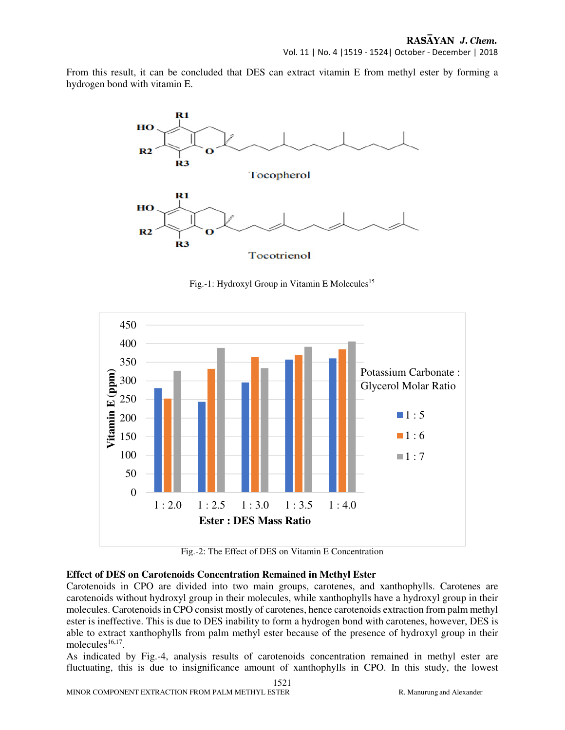From this result, it can be concluded that DES can extract vitamin E from methyl ester by forming a hydrogen bond with vitamin E.

Fig.-1: Hydroxyl Group in Vitamin E Molecules[15]

Fig.-2: The Effect of DES on Vitamin E Concentration

### Effect of DES on Carotenoids Concentration Remained in Methyl Ester

Carotenoids in CPO are divided into two main groups, carotenes, and xanthophylls. Carotenes are carotenoids without hydroxyl group in their molecules, while xanthophylls have a hydroxyl group in their molecules. Carotenoids in CPO consist mostly of carotenes, hence carotenoids extraction from palm methyl ester is ineffective. This is due to DES inability to form a hydrogen bond with carotenes, however, DES is able to extract xanthophylls from palm methyl ester because of the presence of hydroxyl group in their molecules[16,17].

As indicated by Fig.-4, analysis results of carotenoids concentration remained in methyl ester are fluctuating, this is due to insignificance amount of xanthophylls in CPO. In this study, the lowest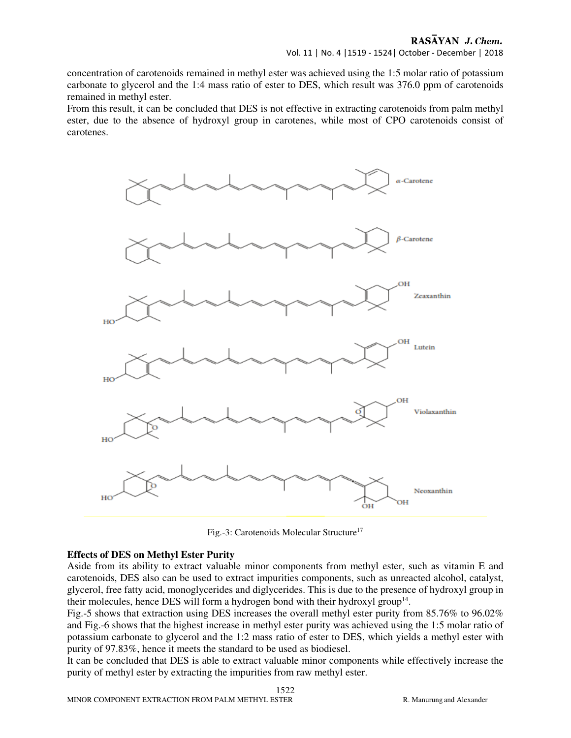concentration of carotenoids remained in methyl ester was achieved using the 1:5 molar ratio of potassium carbonate to glycerol and the 1:4 mass ratio of ester to DES, which result was 376.0 ppm of carotenoids remained in methyl ester.

From this result, it can be concluded that DES is not effective in extracting carotenoids from palm methyl ester, due to the absence of hydroxyl group in carotenes, while most of CPO carotenoids consist of carotenes.

Fig.-3: Carotenoids Molecular Structure[17]

### Effects of DES on Methyl Ester Purity

Aside from its ability to extract valuable minor components from methyl ester, such as vitamin E and carotenoids, DES also can be used to extract impurities components, such as unreacted alcohol, catalyst, glycerol, free fatty acid, monoglycerides and diglycerides. This is due to the presence of hydroxyl group in their molecules, hence DES will form a hydrogen bond with their hydroxyl group[14].

Fig.-5 shows that extraction using DES increases the overall methyl ester purity from 85.76% to 96.02% and Fig.-6 shows that the highest increase in methyl ester purity was achieved using the 1:5 molar ratio of potassium carbonate to glycerol and the 1:2 mass ratio of ester to DES, which yields a methyl ester with purity of 97.83%, hence it meets the standard to be used as biodiesel.

It can be concluded that DES is able to extract valuable minor components while effectively increase the purity of methyl ester by extracting the impurities from raw methyl ester.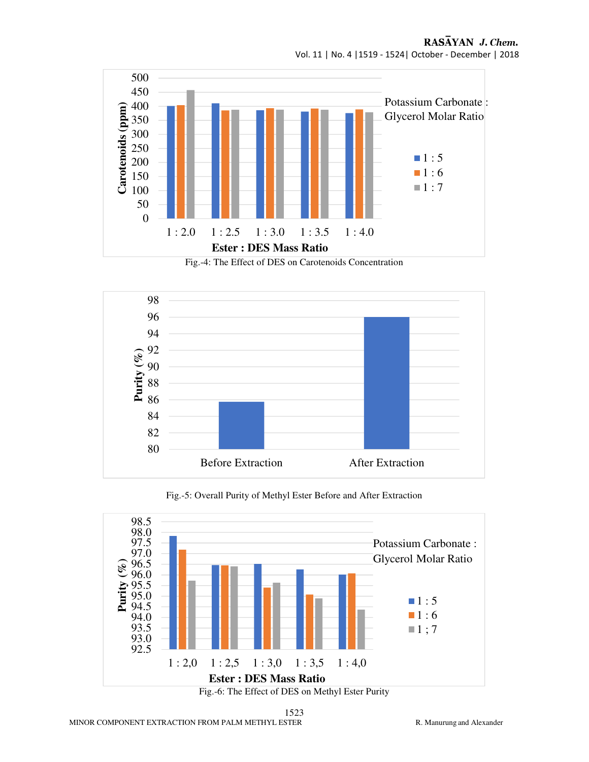Fig.-4: The Effect of DES on Carotenoids Concentration

Fig.-5: Overall Purity of Methyl Ester Before and After Extraction

Fig.-6: The Effect of DES on Methyl Ester Purity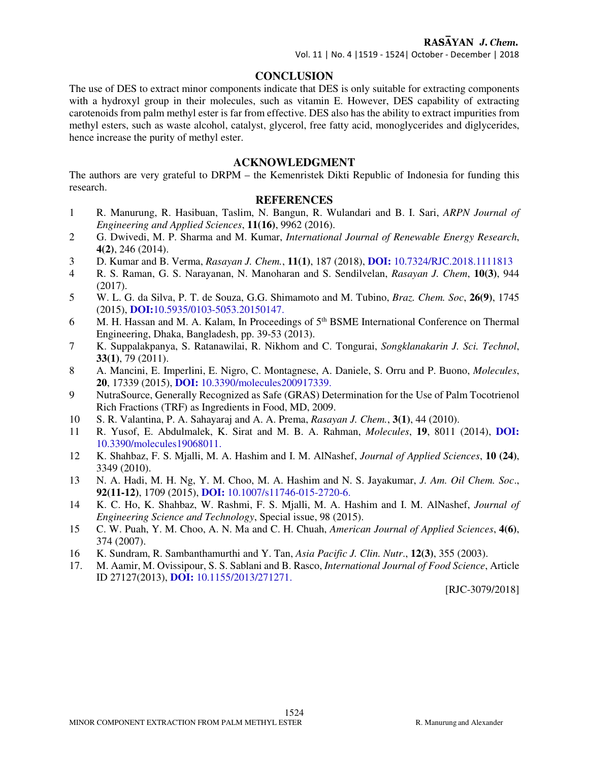## CONCLUSION

The use of DES to extract minor components indicate that DES is only suitable for extracting components with a hydroxyl group in their molecules, such as vitamin E. However, DES capability of extracting carotenoids from palm methyl ester is far from effective. DES also has the ability to extract impurities from methyl esters, such as waste alcohol, catalyst, glycerol, free fatty acid, monoglycerides and diglycerides, hence increase the purity of methyl ester.

## ACKNOWLEDGMENT

The authors are very grateful to DRPM – the Kemenristek Dikti Republic of Indonesia for funding this research.

## REFERENCES

1. R. Manurung, R. Hasibuan, Taslim, N. Bangun, R. Wulandari and B. I. Sari, *ARPN Journal of Engineering and Applied Sciences*, **11(16)**, 9962 (2016).
2. G. Dwivedi, M. P. Sharma and M. Kumar, *International Journal of Renewable Energy Research*, **4(2)**, 246 (2014).
3. D. Kumar and B. Verma, *Rasayan J. Chem.*, **11(1)**, 187 (2018), **DOI:** 10.7324/RJC.2018.1111813
4. R. S. Raman, G. S. Narayanan, N. Manoharan and S. Sendilvelan, *Rasayan J. Chem*, **10(3)**, 944 (2017).
5. W. L. G. da Silva, P. T. de Souza, G.G. Shimamoto and M. Tubino, *Braz. Chem. Soc*, **26(9)**, 1745 (2015), **DOI:**10.5935/0103-5053.20150147.
6. M. H. Hassan and M. A. Kalam, In Proceedings of 5th BSME International Conference on Thermal Engineering, Dhaka, Bangladesh, pp. 39-53 (2013).
7. K. Suppalakpanya, S. Ratanawilai, R. Nikhom and C. Tongurai, *Songklanakarin J. Sci. Technol*, **33(1)**, 79 (2011).
8. A. Mancini, E. Imperlini, E. Nigro, C. Montagnese, A. Daniele, S. Orru and P. Buono, *Molecules*, **20**, 17339 (2015), **DOI:** 10.3390/molecules200917339.
9. NutraSource, Generally Recognized as Safe (GRAS) Determination for the Use of Palm Tocotrienol Rich Fractions (TRF) as Ingredients in Food, MD, 2009.
10. S. R. Valantina, P. A. Sahayaraj and A. A. Prema, *Rasayan J. Chem.*, **3(1)**, 44 (2010).
11. R. Yusof, E. Abdulmalek, K. Sirat and M. B. A. Rahman, *Molecules*, **19**, 8011 (2014), **DOI:** 10.3390/molecules19068011.
12. K. Shahbaz, F. S. Mjalli, M. A. Hashim and I. M. AlNashef, *Journal of Applied Sciences*, **10 (24)**, 3349 (2010).
13. N. A. Hadi, M. H. Ng, Y. M. Choo, M. A. Hashim and N. S. Jayakumar, *J. Am. Oil Chem. Soc*., **92(11-12)**, 1709 (2015), **DOI:** 10.1007/s11746-015-2720-6.
14. K. C. Ho, K. Shahbaz, W. Rashmi, F. S. Mjalli, M. A. Hashim and I. M. AlNashef, *Journal of Engineering Science and Technology*, Special issue, 98 (2015).
15. C. W. Puah, Y. M. Choo, A. N. Ma and C. H. Chuah, *American Journal of Applied Sciences*, **4(6)**, 374 (2007).
16. K. Sundram, R. Sambanthamurthi and Y. Tan, *Asia Pacific J. Clin. Nutr*., **12(3)**, 355 (2003).
17. M. Aamir, M. Ovissipour, S. S. Sablani and B. Rasco, *International Journal of Food Science*, Article ID 27127(2013), **DOI:** 10.1155/2013/271271.

[RJC-3079/2018]